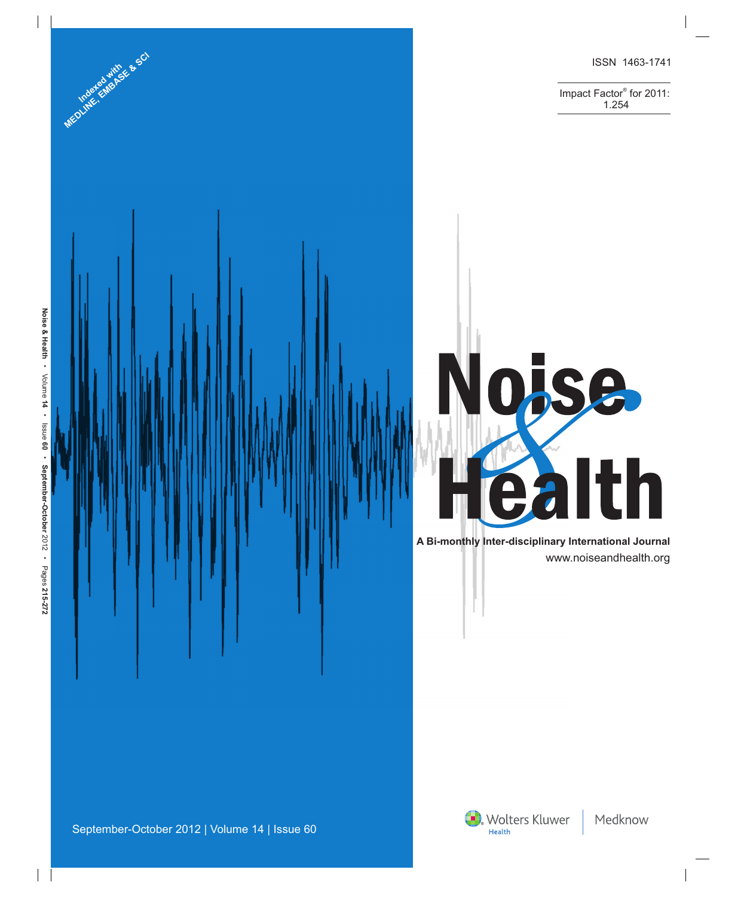ISSN 1463-1741

Impact Factor® for 2011: 1.254

Indexed with MEDLINE, EMBASE & SCI

# Noise & Health

**A Bi-monthly Inter-disciplinary International Journal**

www.noiseandhealth.org

September-October 2012 | Volume 14 | Issue 60

Wolters Kluwer Health | Medknow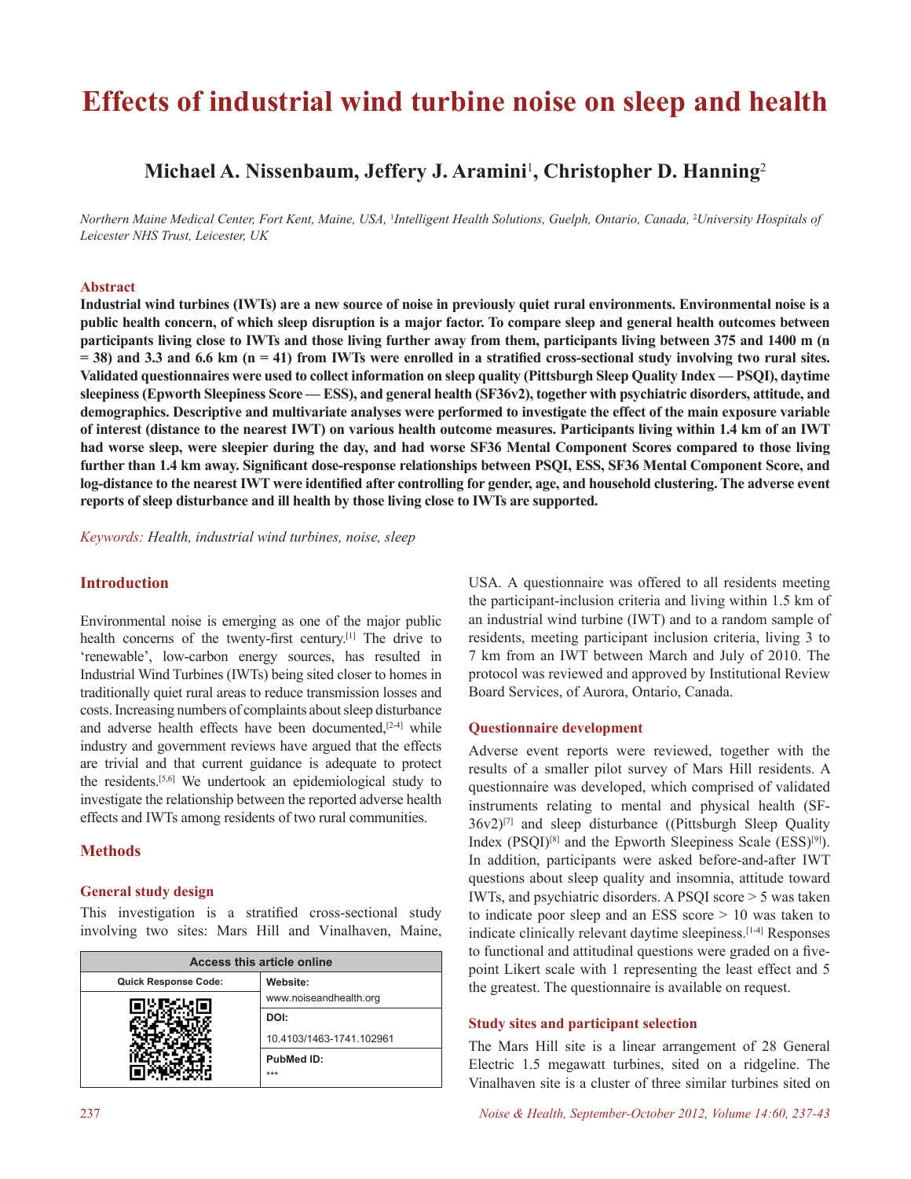# Effects of industrial wind turbine noise on sleep and health

**Michael A. Nissenbaum, Jeffery J. Aramini[1], Christopher D. Hanning[2]**

*Northern Maine Medical Center, Fort Kent, Maine, USA, [1]Intelligent Health Solutions, Guelph, Ontario, Canada, [2]University Hospitals of Leicester NHS Trust, Leicester, UK*

## Abstract

**Industrial wind turbines (IWTs) are a new source of noise in previously quiet rural environments. Environmental noise is a public health concern, of which sleep disruption is a major factor. To compare sleep and general health outcomes between participants living close to IWTs and those living further away from them, participants living between 375 and 1400 m (n = 38) and 3.3 and 6.6 km (n = 41) from IWTs were enrolled in a stratified cross-sectional study involving two rural sites. Validated questionnaires were used to collect information on sleep quality (Pittsburgh Sleep Quality Index — PSQI), daytime sleepiness (Epworth Sleepiness Score — ESS), and general health (SF36v2), together with psychiatric disorders, attitude, and demographics. Descriptive and multivariate analyses were performed to investigate the effect of the main exposure variable of interest (distance to the nearest IWT) on various health outcome measures. Participants living within 1.4 km of an IWT had worse sleep, were sleepier during the day, and had worse SF36 Mental Component Scores compared to those living further than 1.4 km away. Significant dose-response relationships between PSQI, ESS, SF36 Mental Component Score, and log-distance to the nearest IWT were identified after controlling for gender, age, and household clustering. The adverse event reports of sleep disturbance and ill health by those living close to IWTs are supported.**

*Keywords: Health, industrial wind turbines, noise, sleep*

## Introduction

Environmental noise is emerging as one of the major public health concerns of the twenty-first century.[1] The drive to 'renewable', low-carbon energy sources, has resulted in Industrial Wind Turbines (IWTs) being sited closer to homes in traditionally quiet rural areas to reduce transmission losses and costs. Increasing numbers of complaints about sleep disturbance and adverse health effects have been documented,[2-4] while industry and government reviews have argued that the effects are trivial and that current guidance is adequate to protect the residents.[5,6] We undertook an epidemiological study to investigate the relationship between the reported adverse health effects and IWTs among residents of two rural communities.

## Methods

### General study design

This investigation is a stratified cross-sectional study involving two sites: Mars Hill and Vinalhaven, Maine, USA. A questionnaire was offered to all residents meeting the participant-inclusion criteria and living within 1.5 km of an industrial wind turbine (IWT) and to a random sample of residents, meeting participant inclusion criteria, living 3 to 7 km from an IWT between March and July of 2010. The protocol was reviewed and approved by Institutional Review Board Services, of Aurora, Ontario, Canada.

| Access this article online | |
|---|---|
| Quick Response Code: | Website: www.noiseandhealth.org |
| | DOI: 10.4103/1463-1741.102961 |
| | PubMed ID: *** |

### Questionnaire development

Adverse event reports were reviewed, together with the results of a smaller pilot survey of Mars Hill residents. A questionnaire was developed, which comprised of validated instruments relating to mental and physical health (SF-36v2)[7] and sleep disturbance ((Pittsburgh Sleep Quality Index (PSQI)[8] and the Epworth Sleepiness Scale (ESS)[9]). In addition, participants were asked before-and-after IWT questions about sleep quality and insomnia, attitude toward IWTs, and psychiatric disorders. A PSQI score > 5 was taken to indicate poor sleep and an ESS score > 10 was taken to indicate clinically relevant daytime sleepiness.[1-4] Responses to functional and attitudinal questions were graded on a five-point Likert scale with 1 representing the least effect and 5 the greatest. The questionnaire is available on request.

### Study sites and participant selection

The Mars Hill site is a linear arrangement of 28 General Electric 1.5 megawatt turbines, sited on a ridgeline. The Vinalhaven site is a cluster of three similar turbines sited on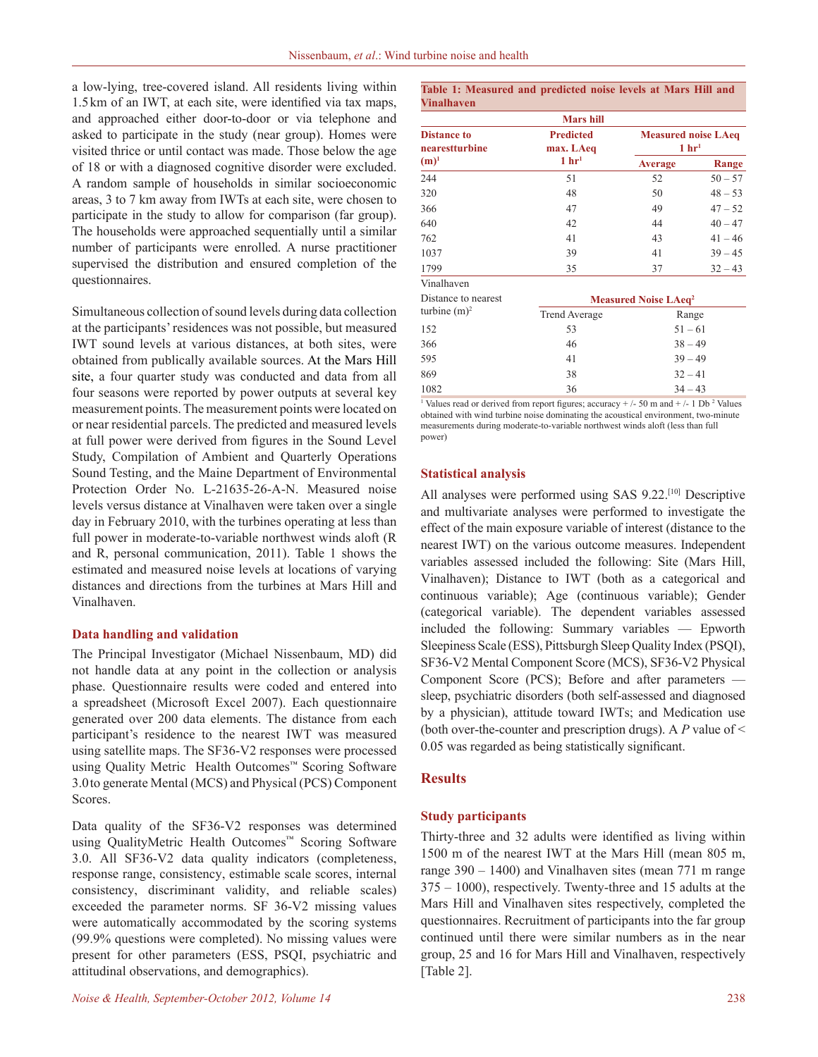a low-lying, tree-covered island. All residents living within 1.5 km of an IWT, at each site, were identified via tax maps, and approached either door-to-door or via telephone and asked to participate in the study (near group). Homes were visited thrice or until contact was made. Those below the age of 18 or with a diagnosed cognitive disorder were excluded. A random sample of households in similar socioeconomic areas, 3 to 7 km away from IWTs at each site, were chosen to participate in the study to allow for comparison (far group). The households were approached sequentially until a similar number of participants were enrolled. A nurse practitioner supervised the distribution and ensured completion of the questionnaires.

Simultaneous collection of sound levels during data collection at the participants' residences was not possible, but measured IWT sound levels at various distances, at both sites, were obtained from publically available sources. At the Mars Hill site, a four quarter study was conducted and data from all four seasons were reported by power outputs at several key measurement points. The measurement points were located on or near residential parcels. The predicted and measured levels at full power were derived from figures in the Sound Level Study, Compilation of Ambient and Quarterly Operations Sound Testing, and the Maine Department of Environmental Protection Order No. L-21635-26-A-N. Measured noise levels versus distance at Vinalhaven were taken over a single day in February 2010, with the turbines operating at less than full power in moderate-to-variable northwest winds aloft (R and R, personal communication, 2011). Table 1 shows the estimated and measured noise levels at locations of varying distances and directions from the turbines at Mars Hill and Vinalhaven.

**Table 1: Measured and predicted noise levels at Mars Hill and Vinalhaven**

| Mars hill | | | |
|---|---|---|---|
| Distance to nearestturbine (m)[1] | Predicted max. LAeq 1 hr[1] | Measured noise LAeq 1 hr[1] | |
| | | Average | Range |
| 244 | 51 | 52 | 50 – 57 |
| 320 | 48 | 50 | 48 – 53 |
| 366 | 47 | 49 | 47 – 52 |
| 640 | 42 | 44 | 40 – 47 |
| 762 | 41 | 43 | 41 – 46 |
| 1037 | 39 | 41 | 39 – 45 |
| 1799 | 35 | 37 | 32 – 43 |

| Vinalhaven | | |
|---|---|---|
| Distance to nearest turbine (m)[2] | Measured Noise LAeq[2] | |
| | Trend Average | Range |
| 152 | 53 | 51 – 61 |
| 366 | 46 | 38 – 49 |
| 595 | 41 | 39 – 49 |
| 869 | 38 | 32 – 41 |
| 1082 | 36 | 34 – 43 |

[1] Values read or derived from report figures; accuracy + /- 50 m and + /- 1 Db [2] Values obtained with wind turbine noise dominating the acoustical environment, two-minute measurements during moderate-to-variable northwest winds aloft (less than full power)

### Data handling and validation

The Principal Investigator (Michael Nissenbaum, MD) did not handle data at any point in the collection or analysis phase. Questionnaire results were coded and entered into a spreadsheet (Microsoft Excel 2007). Each questionnaire generated over 200 data elements. The distance from each participant's residence to the nearest IWT was measured using satellite maps. The SF36-V2 responses were processed using Quality Metric Health Outcomes™ Scoring Software 3.0 to generate Mental (MCS) and Physical (PCS) Component Scores.

Data quality of the SF36-V2 responses was determined using QualityMetric Health Outcomes™ Scoring Software 3.0. All SF36-V2 data quality indicators (completeness, response range, consistency, estimable scale scores, internal consistency, discriminant validity, and reliable scales) exceeded the parameter norms. SF 36-V2 missing values were automatically accommodated by the scoring systems (99.9% questions were completed). No missing values were present for other parameters (ESS, PSQI, psychiatric and attitudinal observations, and demographics).

### Statistical analysis

All analyses were performed using SAS 9.22.[10] Descriptive and multivariate analyses were performed to investigate the effect of the main exposure variable of interest (distance to the nearest IWT) on the various outcome measures. Independent variables assessed included the following: Site (Mars Hill, Vinalhaven); Distance to IWT (both as a categorical and continuous variable); Age (continuous variable); Gender (categorical variable). The dependent variables assessed included the following: Summary variables — Epworth Sleepiness Scale (ESS), Pittsburgh Sleep Quality Index (PSQI), SF36-V2 Mental Component Score (MCS), SF36-V2 Physical Component Score (PCS); Before and after parameters — sleep, psychiatric disorders (both self-assessed and diagnosed by a physician), attitude toward IWTs; and Medication use (both over-the-counter and prescription drugs). A $P$ value of < 0.05 was regarded as statistically significant.

## Results

### Study participants

Thirty-three and 32 adults were identified as living within 1500 m of the nearest IWT at the Mars Hill (mean 805 m, range 390 – 1400) and Vinalhaven sites (mean 771 m range 375 – 1000), respectively. Twenty-three and 15 adults at the Mars Hill and Vinalhaven sites respectively, completed the questionnaires. Recruitment of participants into the far group continued until there were similar numbers as in the near group, 25 and 16 for Mars Hill and Vinalhaven, respectively [Table 2].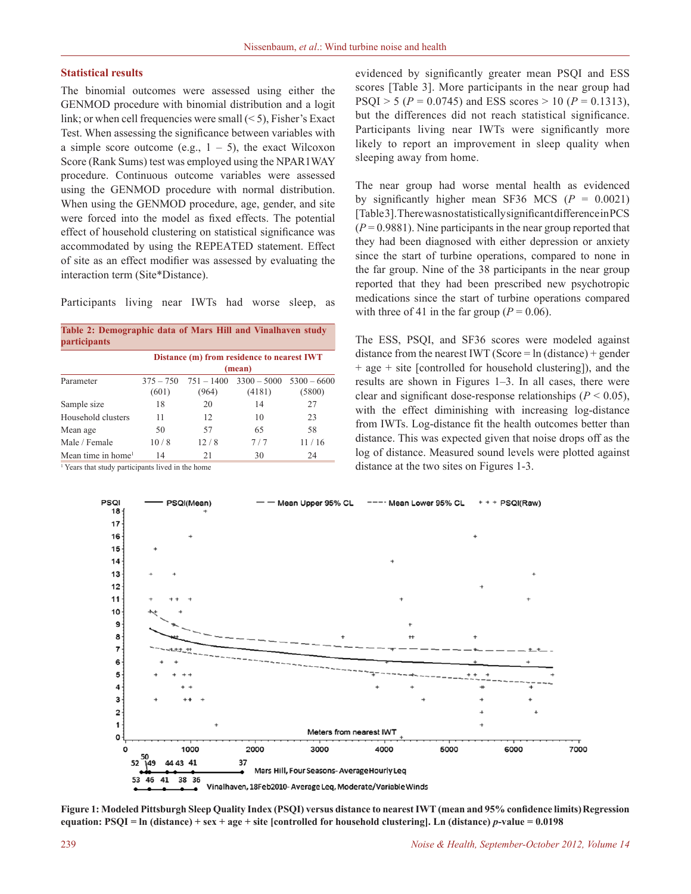### Statistical results

The binomial outcomes were assessed using either the GENMOD procedure with binomial distribution and a logit link; or when cell frequencies were small (< 5), Fisher's Exact Test. When assessing the significance between variables with a simple score outcome (e.g., 1 – 5), the exact Wilcoxon Score (Rank Sums) test was employed using the NPAR1WAY procedure. Continuous outcome variables were assessed using the GENMOD procedure with normal distribution. When using the GENMOD procedure, age, gender, and site were forced into the model as fixed effects. The potential effect of household clustering on statistical significance was accommodated by using the REPEATED statement. Effect of site as an effect modifier was assessed by evaluating the interaction term (Site*Distance).

Participants living near IWTs had worse sleep, as evidenced by significantly greater mean PSQI and ESS scores [Table 3]. More participants in the near group had PSQI > 5 ($P$ = 0.0745) and ESS scores > 10 ($P$ = 0.1313), but the differences did not reach statistical significance. Participants living near IWTs were significantly more likely to report an improvement in sleep quality when sleeping away from home.

**Table 2: Demographic data of Mars Hill and Vinalhaven study participants**

| | Distance (m) from residence to nearest IWT (mean) | | | |
|---|---|---|---|---|
| Parameter | 375 – 750 (601) | 751 – 1400 (964) | 3300 – 5000 (4181) | 5300 – 6600 (5800) |
| Sample size | 18 | 20 | 14 | 27 |
| Household clusters | 11 | 12 | 10 | 23 |
| Mean age | 50 | 57 | 65 | 58 |
| Male / Female | 10 / 8 | 12 / 8 | 7 / 7 | 11 / 16 |
| Mean time in home[1] | 14 | 21 | 30 | 24 |

[1] Years that study participants lived in the home

The near group had worse mental health as evidenced by significantly higher mean SF36 MCS ($P$ = 0.0021) [Table 3]. There was no statistically significant difference in PCS ($P$ = 0.9881). Nine participants in the near group reported that they had been diagnosed with either depression or anxiety since the start of turbine operations, compared to none in the far group. Nine of the 38 participants in the near group reported that they had been prescribed new psychotropic medications since the start of turbine operations compared with three of 41 in the far group ($P$ = 0.06).

The ESS, PSQI, and SF36 scores were modeled against distance from the nearest IWT (Score = ln (distance) + gender + age + site [controlled for household clustering]), and the results are shown in Figures 1–3. In all cases, there were clear and significant dose-response relationships ($P$ < 0.05), with the effect diminishing with increasing log-distance from IWTs. Log-distance fit the health outcomes better than distance. This was expected given that noise drops off as the log of distance. Measured sound levels were plotted against distance at the two sites on Figures 1-3.

**Figure 1: Modeled Pittsburgh Sleep Quality Index (PSQI) versus distance to nearest IWT (mean and 95% confidence limits) Regression equation: PSQI = ln (distance) + sex + age + site [controlled for household clustering]. Ln (distance) $p$-value = 0.0198**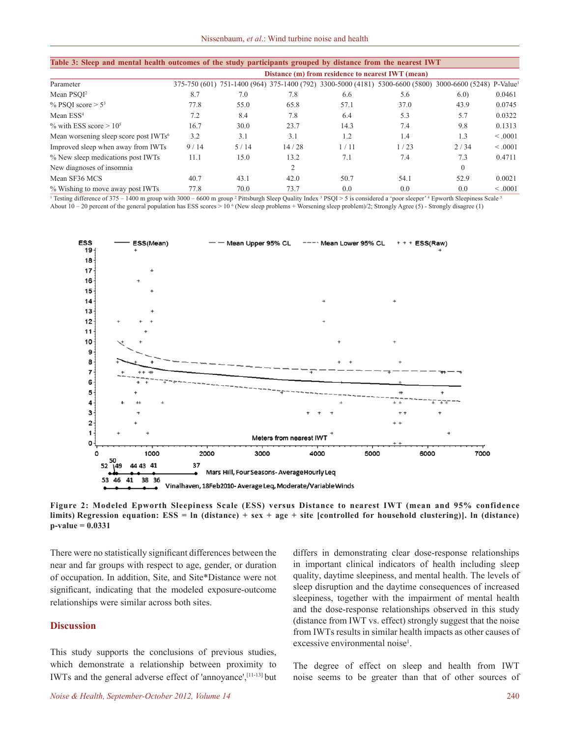**Table 3: Sleep and mental health outcomes of the study participants grouped by distance from the nearest IWT**

| | Distance (m) from residence to nearest IWT (mean) | | | | | | |
|---|---|---|---|---|---|---|---|
| Parameter | 375-750 (601) | 751-1400 (964) | 375-1400 (792) | 3300-5000 (4181) | 5300-6600 (5800) | 3000-6600 (5248) | P-Value[1] |
| Mean PSQI[2] | 8.7 | 7.0 | 7.8 | 6.6 | 5.6 | 6.0) | 0.0461 |
| % PSQI score > 5[3] | 77.8 | 55.0 | 65.8 | 57.1 | 37.0 | 43.9 | 0.0745 |
| Mean ESS[4] | 7.2 | 8.4 | 7.8 | 6.4 | 5.3 | 5.7 | 0.0322 |
| % with ESS score > 10[5] | 16.7 | 30.0 | 23.7 | 14.3 | 7.4 | 9.8 | 0.1313 |
| Mean worsening sleep score post IWTs[6] | 3.2 | 3.1 | 3.1 | 1.2 | 1.4 | 1.3 | < .0001 |
| Improved sleep when away from IWTs | 9 / 14 | 5 / 14 | 14 / 28 | 1 / 11 | 1 / 23 | 2 / 34 | < .0001 |
| % New sleep medications post IWTs | 11.1 | 15.0 | 13.2 | 7.1 | 7.4 | 7.3 | 0.4711 |
| New diagnoses of insomnia | | | 2 | | | 0 | |
| Mean SF36 MCS | 40.7 | 43.1 | 42.0 | 50.7 | 54.1 | 52.9 | 0.0021 |
| % Wishing to move away post IWTs | 77.8 | 70.0 | 73.7 | 0.0 | 0.0 | 0.0 | < .0001 |

[1] Testing difference of 375 – 1400 m group with 3000 – 6600 m group [2] Pittsburgh Sleep Quality Index [3] PSQI > 5 is considered a 'poor sleeper' [4] Epworth Sleepiness Scale [5] About 10 – 20 percent of the general population has ESS scores > 10 [6] (New sleep problems + Worsening sleep problem)/2; Strongly Agree (5) - Strongly disagree (1)

**Figure 2: Modeled Epworth Sleepiness Scale (ESS) versus Distance to nearest IWT (mean and 95% confidence limits) Regression equation: ESS = ln (distance) + sex + age + site [controlled for household clustering)]. ln (distance) p-value = 0.0331**

There were no statistically significant differences between the near and far groups with respect to age, gender, or duration of occupation. In addition, Site, and Site*Distance were not significant, indicating that the modeled exposure-outcome relationships were similar across both sites.

## Discussion

This study supports the conclusions of previous studies, which demonstrate a relationship between proximity to IWTs and the general adverse effect of 'annoyance',[11-13] but differs in demonstrating clear dose-response relationships in important clinical indicators of health including sleep quality, daytime sleepiness, and mental health. The levels of sleep disruption and the daytime consequences of increased sleepiness, together with the impairment of mental health and the dose-response relationships observed in this study (distance from IWT vs. effect) strongly suggest that the noise from IWTs results in similar health impacts as other causes of excessive environmental noise[1].

The degree of effect on sleep and health from IWT noise seems to be greater than that of other sources of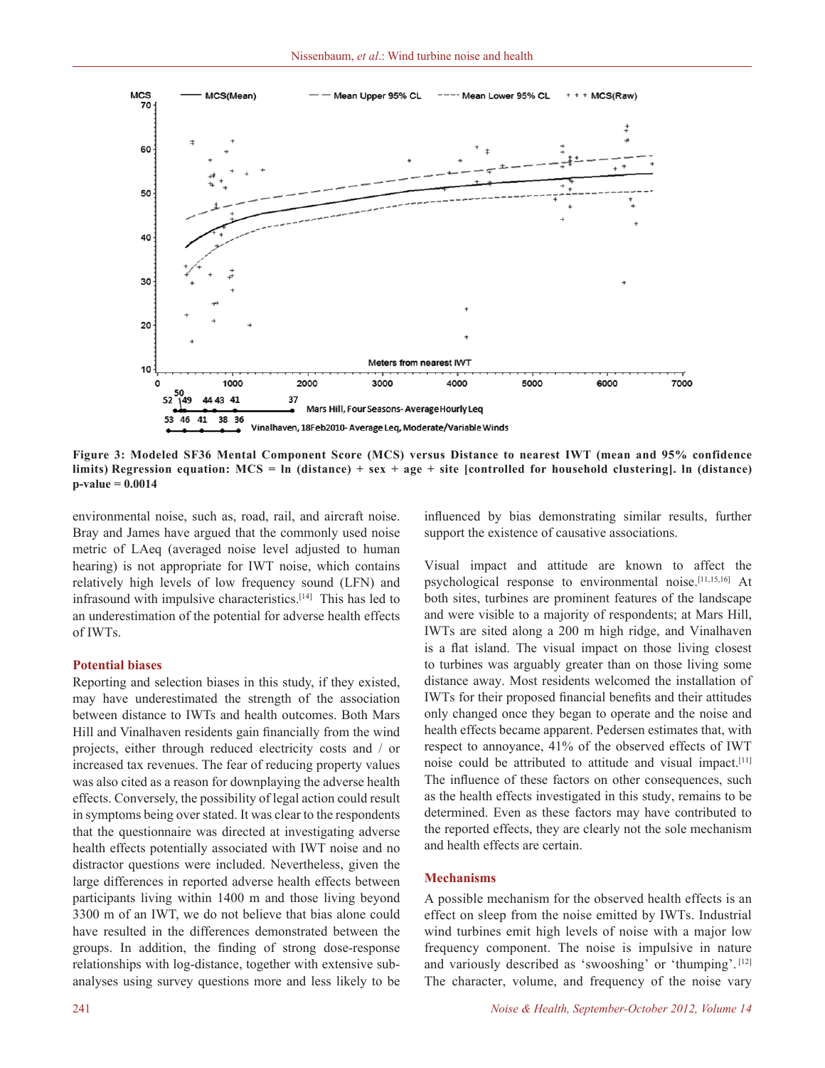**Figure 3: Modeled SF36 Mental Component Score (MCS) versus Distance to nearest IWT (mean and 95% confidence limits) Regression equation: MCS = ln (distance) + sex + age + site [controlled for household clustering]. ln (distance) p-value = 0.0014**

environmental noise, such as, road, rail, and aircraft noise. Bray and James have argued that the commonly used noise metric of LAeq (averaged noise level adjusted to human hearing) is not appropriate for IWT noise, which contains relatively high levels of low frequency sound (LFN) and infrasound with impulsive characteristics.[14] This has led to an underestimation of the potential for adverse health effects of IWTs.

### Potential biases

Reporting and selection biases in this study, if they existed, may have underestimated the strength of the association between distance to IWTs and health outcomes. Both Mars Hill and Vinalhaven residents gain financially from the wind projects, either through reduced electricity costs and / or increased tax revenues. The fear of reducing property values was also cited as a reason for downplaying the adverse health effects. Conversely, the possibility of legal action could result in symptoms being over stated. It was clear to the respondents that the questionnaire was directed at investigating adverse health effects potentially associated with IWT noise and no distractor questions were included. Nevertheless, given the large differences in reported adverse health effects between participants living within 1400 m and those living beyond 3300 m of an IWT, we do not believe that bias alone could have resulted in the differences demonstrated between the groups. In addition, the finding of strong dose-response relationships with log-distance, together with extensive sub-analyses using survey questions more and less likely to be influenced by bias demonstrating similar results, further support the existence of causative associations.

Visual impact and attitude are known to affect the psychological response to environmental noise.[11,15,16] At both sites, turbines are prominent features of the landscape and were visible to a majority of respondents; at Mars Hill, IWTs are sited along a 200 m high ridge, and Vinalhaven is a flat island. The visual impact on those living closest to turbines was arguably greater than on those living some distance away. Most residents welcomed the installation of IWTs for their proposed financial benefits and their attitudes only changed once they began to operate and the noise and health effects became apparent. Pedersen estimates that, with respect to annoyance, 41% of the observed effects of IWT noise could be attributed to attitude and visual impact.[11] The influence of these factors on other consequences, such as the health effects investigated in this study, remains to be determined. Even as these factors may have contributed to the reported effects, they are clearly not the sole mechanism and health effects are certain.

### Mechanisms

A possible mechanism for the observed health effects is an effect on sleep from the noise emitted by IWTs. Industrial wind turbines emit high levels of noise with a major low frequency component. The noise is impulsive in nature and variously described as 'swooshing' or 'thumping'.[12] The character, volume, and frequency of the noise vary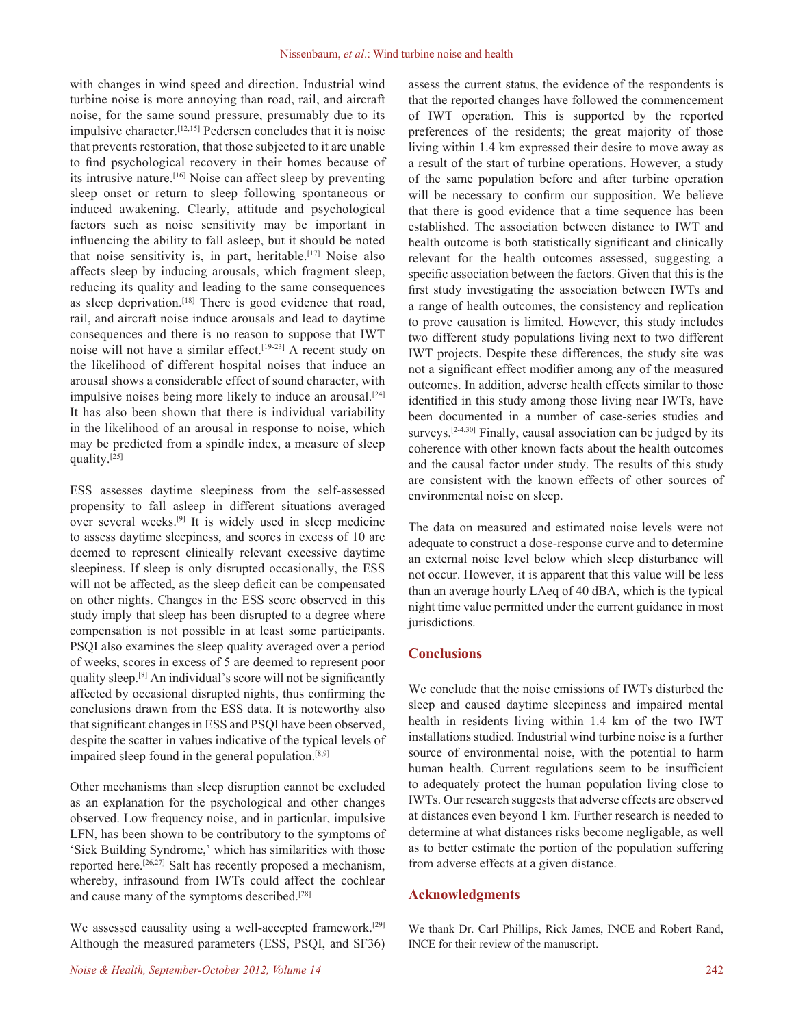with changes in wind speed and direction. Industrial wind turbine noise is more annoying than road, rail, and aircraft noise, for the same sound pressure, presumably due to its impulsive character.[12,15] Pedersen concludes that it is noise that prevents restoration, that those subjected to it are unable to find psychological recovery in their homes because of its intrusive nature.[16] Noise can affect sleep by preventing sleep onset or return to sleep following spontaneous or induced awakening. Clearly, attitude and psychological factors such as noise sensitivity may be important in influencing the ability to fall asleep, but it should be noted that noise sensitivity is, in part, heritable.[17] Noise also affects sleep by inducing arousals, which fragment sleep, reducing its quality and leading to the same consequences as sleep deprivation.[18] There is good evidence that road, rail, and aircraft noise induce arousals and lead to daytime consequences and there is no reason to suppose that IWT noise will not have a similar effect.[19-23] A recent study on the likelihood of different hospital noises that induce an arousal shows a considerable effect of sound character, with impulsive noises being more likely to induce an arousal.[24] It has also been shown that there is individual variability in the likelihood of an arousal in response to noise, which may be predicted from a spindle index, a measure of sleep quality.[25]

ESS assesses daytime sleepiness from the self-assessed propensity to fall asleep in different situations averaged over several weeks.[9] It is widely used in sleep medicine to assess daytime sleepiness, and scores in excess of 10 are deemed to represent clinically relevant excessive daytime sleepiness. If sleep is only disrupted occasionally, the ESS will not be affected, as the sleep deficit can be compensated on other nights. Changes in the ESS score observed in this study imply that sleep has been disrupted to a degree where compensation is not possible in at least some participants. PSQI also examines the sleep quality averaged over a period of weeks, scores in excess of 5 are deemed to represent poor quality sleep.[8] An individual's score will not be significantly affected by occasional disrupted nights, thus confirming the conclusions drawn from the ESS data. It is noteworthy also that significant changes in ESS and PSQI have been observed, despite the scatter in values indicative of the typical levels of impaired sleep found in the general population.[8,9]

Other mechanisms than sleep disruption cannot be excluded as an explanation for the psychological and other changes observed. Low frequency noise, and in particular, impulsive LFN, has been shown to be contributory to the symptoms of 'Sick Building Syndrome,' which has similarities with those reported here.[26,27] Salt has recently proposed a mechanism, whereby, infrasound from IWTs could affect the cochlear and cause many of the symptoms described.[28]

We assessed causality using a well-accepted framework.[29] Although the measured parameters (ESS, PSQI, and SF36) assess the current status, the evidence of the respondents is that the reported changes have followed the commencement of IWT operation. This is supported by the reported preferences of the residents; the great majority of those living within 1.4 km expressed their desire to move away as a result of the start of turbine operations. However, a study of the same population before and after turbine operation will be necessary to confirm our supposition. We believe that there is good evidence that a time sequence has been established. The association between distance to IWT and health outcome is both statistically significant and clinically relevant for the health outcomes assessed, suggesting a specific association between the factors. Given that this is the first study investigating the association between IWTs and a range of health outcomes, the consistency and replication to prove causation is limited. However, this study includes two different study populations living next to two different IWT projects. Despite these differences, the study site was not a significant effect modifier among any of the measured outcomes. In addition, adverse health effects similar to those identified in this study among those living near IWTs, have been documented in a number of case-series studies and surveys.[2-4,30] Finally, causal association can be judged by its coherence with other known facts about the health outcomes and the causal factor under study. The results of this study are consistent with the known effects of other sources of environmental noise on sleep.

The data on measured and estimated noise levels were not adequate to construct a dose-response curve and to determine an external noise level below which sleep disturbance will not occur. However, it is apparent that this value will be less than an average hourly LAeq of 40 dBA, which is the typical night time value permitted under the current guidance in most jurisdictions.

## Conclusions

We conclude that the noise emissions of IWTs disturbed the sleep and caused daytime sleepiness and impaired mental health in residents living within 1.4 km of the two IWT installations studied. Industrial wind turbine noise is a further source of environmental noise, with the potential to harm human health. Current regulations seem to be insufficient to adequately protect the human population living close to IWTs. Our research suggests that adverse effects are observed at distances even beyond 1 km. Further research is needed to determine at what distances risks become negligable, as well as to better estimate the portion of the population suffering from adverse effects at a given distance.

## Acknowledgments

We thank Dr. Carl Phillips, Rick James, INCE and Robert Rand, INCE for their review of the manuscript.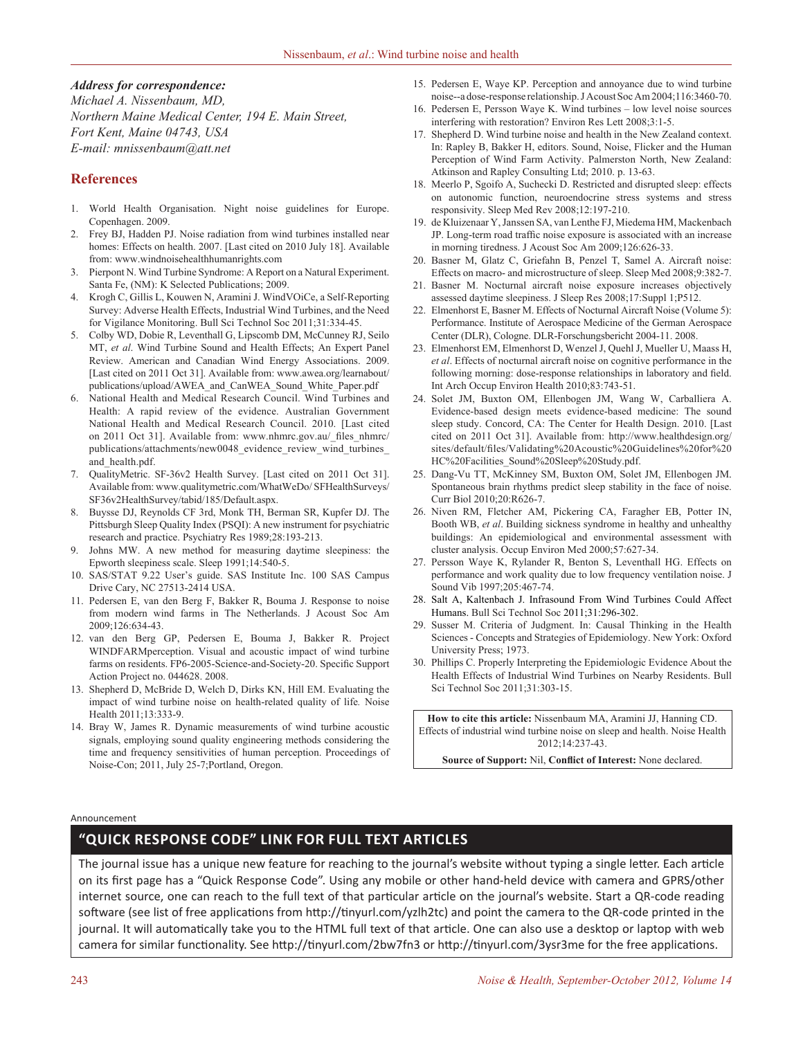***Address for correspondence:***
*Michael A. Nissenbaum, MD,*
*Northern Maine Medical Center, 194 E. Main Street,*
*Fort Kent, Maine 04743, USA*
*E-mail: mnissenbaum@att.net*

## References

1. World Health Organisation. Night noise guidelines for Europe. Copenhagen. 2009.
2. Frey BJ, Hadden PJ. Noise radiation from wind turbines installed near homes: Effects on health. 2007. [Last cited on 2010 July 18]. Available from: www.windnoisehealthhumanrights.com
3. Pierpont N. Wind Turbine Syndrome: A Report on a Natural Experiment. Santa Fe, (NM): K Selected Publications; 2009.
4. Krogh C, Gillis L, Kouwen N, Aramini J. WindVOiCe, a Self-Reporting Survey: Adverse Health Effects, Industrial Wind Turbines, and the Need for Vigilance Monitoring. Bull Sci Technol Soc 2011;31:334-45.
5. Colby WD, Dobie R, Leventhall G, Lipscomb DM, McCunney RJ, Seilo MT, *et al*. Wind Turbine Sound and Health Effects; An Expert Panel Review. American and Canadian Wind Energy Associations. 2009. [Last cited on 2011 Oct 31]. Available from: www.awea.org/learnabout/publications/upload/AWEA_and_CanWEA_Sound_White_Paper.pdf
6. National Health and Medical Research Council. Wind Turbines and Health: A rapid review of the evidence. Australian Government National Health and Medical Research Council. 2010. [Last cited on 2011 Oct 31]. Available from: www.nhmrc.gov.au/_files_nhmrc/publications/attachments/new0048_evidence_review_wind_turbines_and_health.pdf.
7. QualityMetric. SF-36v2 Health Survey. [Last cited on 2011 Oct 31]. Available from: www.qualitymetric.com/WhatWeDo/ SFHealthSurveys/SF36v2HealthSurvey/tabid/185/Default.aspx.
8. Buysse DJ, Reynolds CF 3rd, Monk TH, Berman SR, Kupfer DJ. The Pittsburgh Sleep Quality Index (PSQI): A new instrument for psychiatric research and practice. Psychiatry Res 1989;28:193-213.
9. Johns MW. A new method for measuring daytime sleepiness: the Epworth sleepiness scale. Sleep 1991;14:540-5.
10. SAS/STAT 9.22 User's guide. SAS Institute Inc. 100 SAS Campus Drive Cary, NC 27513-2414 USA.
11. Pedersen E, van den Berg F, Bakker R, Bouma J. Response to noise from modern wind farms in The Netherlands. J Acoust Soc Am 2009;126:634-43.
12. van den Berg GP, Pedersen E, Bouma J, Bakker R. Project WINDFARMperception. Visual and acoustic impact of wind turbine farms on residents. FP6-2005-Science-and-Society-20. Specific Support Action Project no. 044628. 2008.
13. Shepherd D, McBride D, Welch D, Dirks KN, Hill EM. Evaluating the impact of wind turbine noise on health-related quality of life. Noise Health 2011;13:333-9.
14. Bray W, James R. Dynamic measurements of wind turbine acoustic signals, employing sound quality engineering methods considering the time and frequency sensitivities of human perception. Proceedings of Noise-Con; 2011, July 25-7;Portland, Oregon.
15. Pedersen E, Waye KP. Perception and annoyance due to wind turbine noise--a dose-response relationship. J Acoust Soc Am 2004;116:3460-70.
16. Pedersen E, Persson Waye K. Wind turbines – low level noise sources interfering with restoration? Environ Res Lett 2008;3:1-5.
17. Shepherd D. Wind turbine noise and health in the New Zealand context. In: Rapley B, Bakker H, editors. Sound, Noise, Flicker and the Human Perception of Wind Farm Activity. Palmerston North, New Zealand: Atkinson and Rapley Consulting Ltd; 2010. p. 13-63.
18. Meerlo P, Sgoifo A, Suchecki D. Restricted and disrupted sleep: effects on autonomic function, neuroendocrine stress systems and stress responsivity. Sleep Med Rev 2008;12:197-210.
19. de Kluizenaar Y, Janssen SA, van Lenthe FJ, Miedema HM, Mackenbach JP. Long-term road traffic noise exposure is associated with an increase in morning tiredness. J Acoust Soc Am 2009;126:626-33.
20. Basner M, Glatz C, Griefahn B, Penzel T, Samel A. Aircraft noise: Effects on macro- and microstructure of sleep. Sleep Med 2008;9:382-7.
21. Basner M. Nocturnal aircraft noise exposure increases objectively assessed daytime sleepiness. J Sleep Res 2008;17:Suppl 1;P512.
22. Elmenhorst E, Basner M. Effects of Nocturnal Aircraft Noise (Volume 5): Performance. Institute of Aerospace Medicine of the German Aerospace Center (DLR), Cologne. DLR-Forschungsbericht 2004-11. 2008.
23. Elmenhorst EM, Elmenhorst D, Wenzel J, Quehl J, Mueller U, Maass H, *et al*. Effects of nocturnal aircraft noise on cognitive performance in the following morning: dose-response relationships in laboratory and field. Int Arch Occup Environ Health 2010;83:743-51.
24. Solet JM, Buxton OM, Ellenbogen JM, Wang W, Carballiera A. Evidence-based design meets evidence-based medicine: The sound sleep study. Concord, CA: The Center for Health Design. 2010. [Last cited on 2011 Oct 31]. Available from: http://www.healthdesign.org/sites/default/files/Validating%20Acoustic%20Guidelines%20for%20HC%20Facilities_Sound%20Sleep%20Study.pdf.
25. Dang-Vu TT, McKinney SM, Buxton OM, Solet JM, Ellenbogen JM. Spontaneous brain rhythms predict sleep stability in the face of noise. Curr Biol 2010;20:R626-7.
26. Niven RM, Fletcher AM, Pickering CA, Faragher EB, Potter IN, Booth WB, *et al*. Building sickness syndrome in healthy and unhealthy buildings: An epidemiological and environmental assessment with cluster analysis. Occup Environ Med 2000;57:627-34.
27. Persson Waye K, Rylander R, Benton S, Leventhall HG. Effects on performance and work quality due to low frequency ventilation noise. J Sound Vib 1997;205:467-74.
28. Salt A, Kaltenbach J. Infrasound From Wind Turbines Could Affect Humans. Bull Sci Technol Soc 2011;31:296-302.
29. Susser M. Criteria of Judgment. In: Causal Thinking in the Health Sciences - Concepts and Strategies of Epidemiology. New York: Oxford University Press; 1973.
30. Phillips C. Properly Interpreting the Epidemiologic Evidence About the Health Effects of Industrial Wind Turbines on Nearby Residents. Bull Sci Technol Soc 2011;31:303-15.

**How to cite this article:** Nissenbaum MA, Aramini JJ, Hanning CD. Effects of industrial wind turbine noise on sleep and health. Noise Health 2012;14:237-43.

**Source of Support:** Nil, **Conflict of Interest:** None declared.

Announcement

## "QUICK RESPONSE CODE" LINK FOR FULL TEXT ARTICLES

The journal issue has a unique new feature for reaching to the journal's website without typing a single letter. Each article on its first page has a "Quick Response Code". Using any mobile or other hand-held device with camera and GPRS/other internet source, one can reach to the full text of that particular article on the journal's website. Start a QR-code reading software (see list of free applications from http://tinyurl.com/yzlh2tc) and point the camera to the QR-code printed in the journal. It will automatically take you to the HTML full text of that article. One can also use a desktop or laptop with web camera for similar functionality. See http://tinyurl.com/2bw7fn3 or http://tinyurl.com/3ysr3me for the free applications.